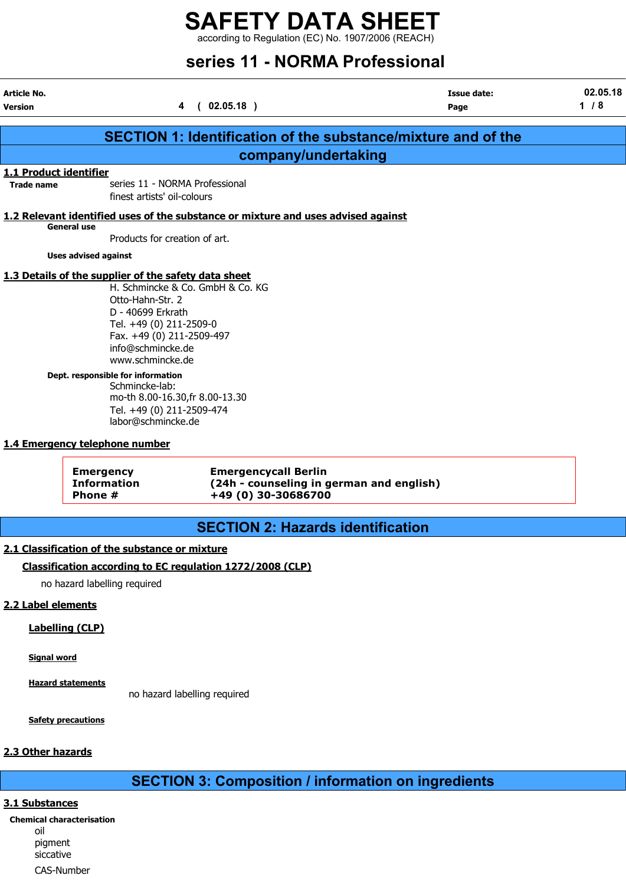# SAFETY DATA SHEET

according to Regulation (EC) No. 1907/2006 (REACH)

## series 11 - NORMA Professional

| Article No. | | Issue date: | 02.05.18 |
|---|---|---|---|
| Version | 4 ( 02.05.18 ) | Page | 1 / 8 |

## SECTION 1: Identification of the substance/mixture and of the company/undertaking

### 1.1 Product identifier

**Trade name** series 11 - NORMA Professional
finest artists' oil-colours

### 1.2 Relevant identified uses of the substance or mixture and uses advised against

**General use**

Products for creation of art.

**Uses advised against**

### 1.3 Details of the supplier of the safety data sheet

H. Schmincke & Co. GmbH & Co. KG
Otto-Hahn-Str. 2
D - 40699 Erkrath
Tel. +49 (0) 211-2509-0
Fax. +49 (0) 211-2509-497
info@schmincke.de
www.schmincke.de

**Dept. responsible for information**

Schmincke-lab:
mo-th 8.00-16.30,fr 8.00-13.30
Tel. +49 (0) 211-2509-474
labor@schmincke.de

### 1.4 Emergency telephone number

| Emergency Information Phone # | Emergencycall Berlin (24h - counseling in german and english) +49 (0) 30-30686700 |
|---|---|

## SECTION 2: Hazards identification

### 2.1 Classification of the substance or mixture

#### Classification according to EC regulation 1272/2008 (CLP)

no hazard labelling required

### 2.2 Label elements

#### Labelling (CLP)

**Signal word**

**Hazard statements**

no hazard labelling required

**Safety precautions**

### 2.3 Other hazards

## SECTION 3: Composition / information on ingredients

### 3.1 Substances

**Chemical characterisation**

oil
pigment
siccative

CAS-Number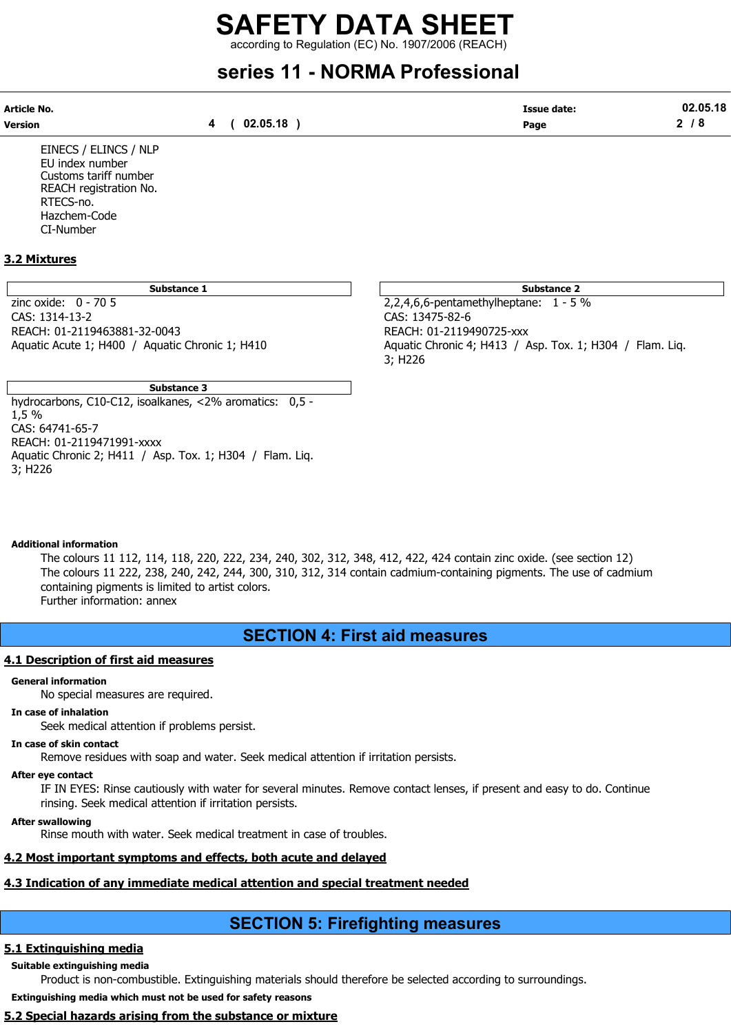EINECS / ELINCS / NLP
EU index number
Customs tariff number
REACH registration No.
RTECS-no.
Hazchem-Code
CI-Number

## 3.2 Mixtures

| Substance 1 |
|---|
| zinc oxide: 0 - 70 5<br>CAS: 1314-13-2<br>REACH: 01-2119463881-32-0043<br>Aquatic Acute 1; H400 / Aquatic Chronic 1; H410 |

| Substance 2 |
|---|
| 2,2,4,6,6-pentamethylheptane: 1 - 5 %<br>CAS: 13475-82-6<br>REACH: 01-2119490725-xxx<br>Aquatic Chronic 4; H413 / Asp. Tox. 1; H304 / Flam. Liq. 3; H226 |

| Substance 3 |
|---|
| hydrocarbons, C10-C12, isoalkanes, <2% aromatics: 0,5 - 1,5 %<br>CAS: 64741-65-7<br>REACH: 01-2119471991-xxxx<br>Aquatic Chronic 2; H411 / Asp. Tox. 1; H304 / Flam. Liq. 3; H226 |

**Additional information**

The colours 11 112, 114, 118, 220, 222, 234, 240, 302, 312, 348, 412, 422, 424 contain zinc oxide. (see section 12)
The colours 11 222, 238, 240, 242, 244, 300, 310, 312, 314 contain cadmium-containing pigments. The use of cadmium containing pigments is limited to artist colors.
Further information: annex

# SECTION 4: First aid measures

## 4.1 Description of first aid measures

**General information**

No special measures are required.

**In case of inhalation**

Seek medical attention if problems persist.

**In case of skin contact**

Remove residues with soap and water. Seek medical attention if irritation persists.

**After eye contact**

IF IN EYES: Rinse cautiously with water for several minutes. Remove contact lenses, if present and easy to do. Continue rinsing. Seek medical attention if irritation persists.

**After swallowing**

Rinse mouth with water. Seek medical treatment in case of troubles.

## 4.2 Most important symptoms and effects, both acute and delayed

## 4.3 Indication of any immediate medical attention and special treatment needed

# SECTION 5: Firefighting measures

## 5.1 Extinguishing media

**Suitable extinguishing media**

Product is non-combustible. Extinguishing materials should therefore be selected according to surroundings.

**Extinguishing media which must not be used for safety reasons**

## 5.2 Special hazards arising from the substance or mixture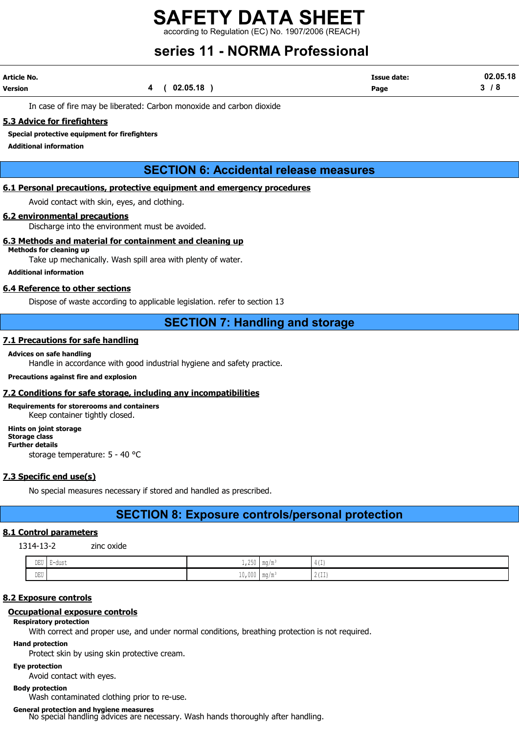In case of fire may be liberated: Carbon monoxide and carbon dioxide

### 5.3 Advice for firefighters

**Special protective equipment for firefighters**

**Additional information**

## SECTION 6: Accidental release measures

### 6.1 Personal precautions, protective equipment and emergency procedures

Avoid contact with skin, eyes, and clothing.

### 6.2 environmental precautions

Discharge into the environment must be avoided.

### 6.3 Methods and material for containment and cleaning up

**Methods for cleaning up**

Take up mechanically. Wash spill area with plenty of water.

**Additional information**

### 6.4 Reference to other sections

Dispose of waste according to applicable legislation. refer to section 13

## SECTION 7: Handling and storage

### 7.1 Precautions for safe handling

**Advices on safe handling**

Handle in accordance with good industrial hygiene and safety practice.

**Precautions against fire and explosion**

### 7.2 Conditions for safe storage, including any incompatibilities

**Requirements for storerooms and containers**

Keep container tightly closed.

**Hints on joint storage**

**Storage class**

**Further details**

storage temperature: 5 - 40 °C

### 7.3 Specific end use(s)

No special measures necessary if stored and handled as prescribed.

## SECTION 8: Exposure controls/personal protection

### 8.1 Control parameters

1314-13-2 zinc oxide

| | | | | |
|---|---|---|---|---|
| DEU | E-dust | 1,250 | mg/m³ | 4(I) |
| DEU | | 10,000 | mg/m³ | 2(II) |

### 8.2 Exposure controls

#### Occupational exposure controls

**Respiratory protection**

With correct and proper use, and under normal conditions, breathing protection is not required.

**Hand protection**

Protect skin by using skin protective cream.

**Eye protection**

Avoid contact with eyes.

**Body protection**

Wash contaminated clothing prior to re-use.

**General protection and hygiene measures**

No special handling advices are necessary. Wash hands thoroughly after handling.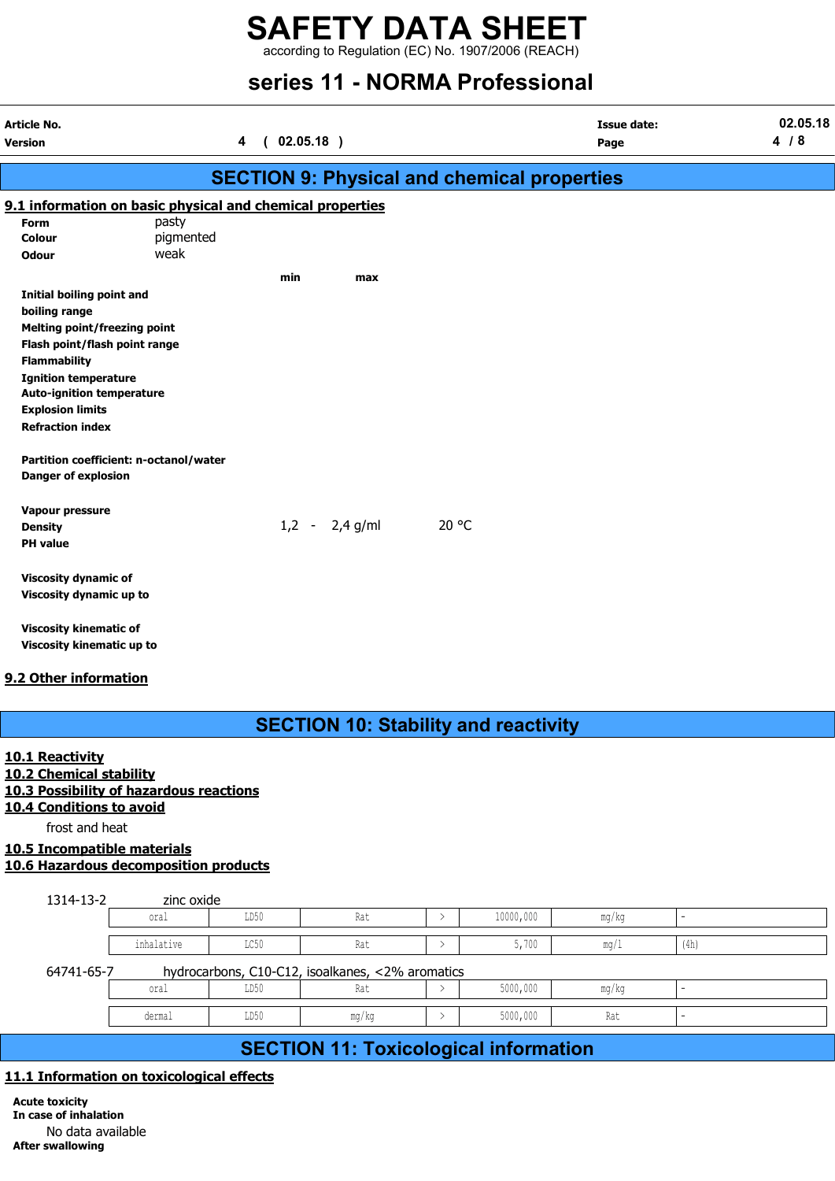# SAFETY DATA SHEET

according to Regulation (EC) No. 1907/2006 (REACH)

# series 11 - NORMA Professional

| Article No. | | Issue date: | 02.05.18 |
|---|---|---|---|
| Version | 4 ( 02.05.18 ) | Page | 4 / 8 |

## SECTION 9: Physical and chemical properties

### 9.1 information on basic physical and chemical properties

| | | | |
|---|---|---|---|
| **Form** | pasty | | |
| **Colour** | pigmented | | |
| **Odour** | weak | | |
| | **min** | **max** | |
| **Initial boiling point and boiling range** | | | |
| **Melting point/freezing point** | | | |
| **Flash point/flash point range** | | | |
| **Flammability** | | | |
| **Ignition temperature** | | | |
| **Auto-ignition temperature** | | | |
| **Explosion limits** | | | |
| **Refraction index** | | | |
| **Partition coefficient: n-octanol/water** | | | |
| **Danger of explosion** | | | |
| **Vapour pressure** | | | |
| **Density** | 1,2 - | 2,4 g/ml | 20 °C |
| **PH value** | | | |
| **Viscosity dynamic of** | | | |
| **Viscosity dynamic up to** | | | |
| **Viscosity kinematic of** | | | |
| **Viscosity kinematic up to** | | | |

### 9.2 Other information

## SECTION 10: Stability and reactivity

### 10.1 Reactivity

### 10.2 Chemical stability

### 10.3 Possibility of hazardous reactions

### 10.4 Conditions to avoid

frost and heat

### 10.5 Incompatible materials

### 10.6 Hazardous decomposition products

1314-13-2 zinc oxide

| | | | | | | |
|---|---|---|---|---|---|---|
| oral | LD50 | Rat | > | 10000,000 | mg/kg | - |
| inhalative | LC50 | Rat | > | 5,700 | mg/l | (4h) |

64741-65-7 hydrocarbons, C10-C12, isoalkanes, <2% aromatics

| | | | | | | |
|---|---|---|---|---|---|---|
| oral | LD50 | Rat | > | 5000,000 | mg/kg | - |
| dermal | LD50 | mg/kg | > | 5000,000 | Rat | - |

## SECTION 11: Toxicological information

### 11.1 Information on toxicological effects

**Acute toxicity**

**In case of inhalation**

No data available

**After swallowing**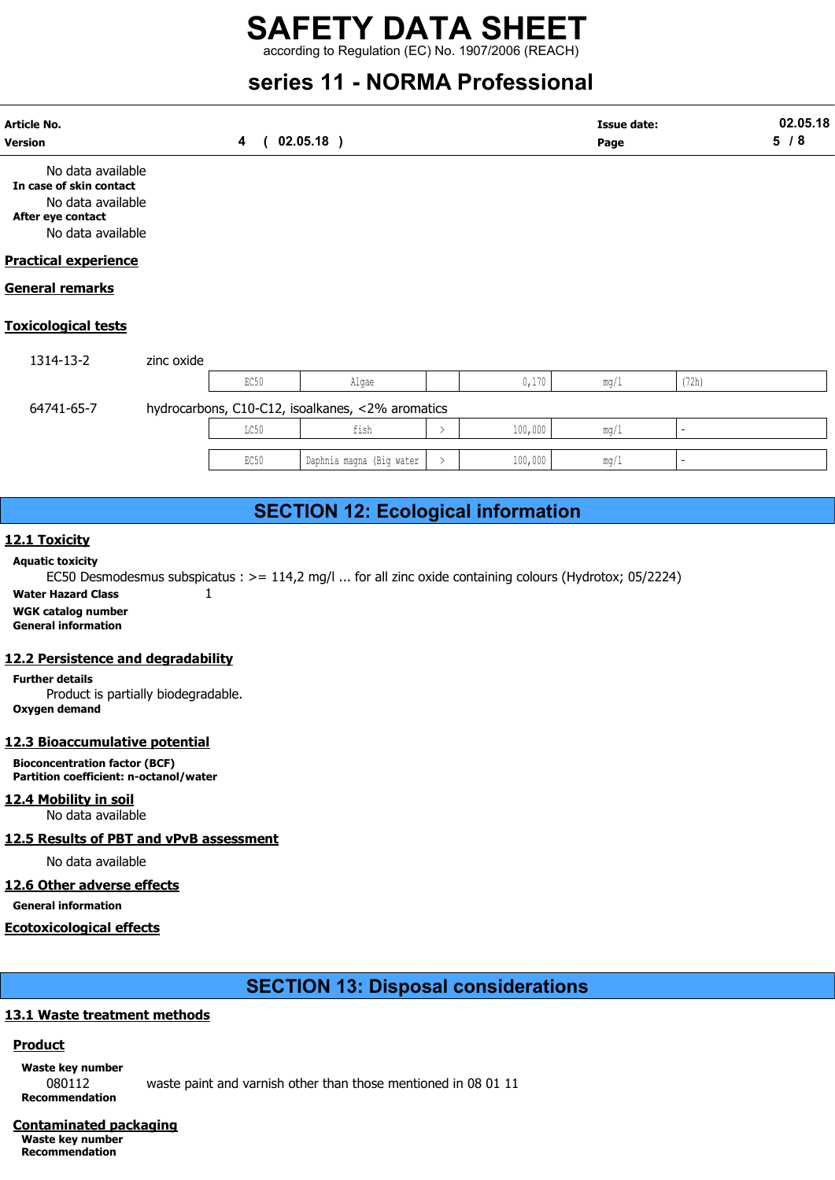No data available

**In case of skin contact**

No data available

**After eye contact**

No data available

## Practical experience

## General remarks

## Toxicological tests

1314-13-2 zinc oxide

| | | | | | |
|---|---|---|---|---|---|
| EC50 | Algae | | 0,170 | mg/l | (72h) |

64741-65-7 hydrocarbons, C10-C12, isoalkanes, <2% aromatics

| | | | | | |
|---|---|---|---|---|---|
| LC50 | fish | > | 100,000 | mg/l | - |
| EC50 | Daphnia magna (Big water | > | 100,000 | mg/l | - |

# SECTION 12: Ecological information

## 12.1 Toxicity

**Aquatic toxicity**

EC50 Desmodesmus subspicatus : >= 114,2 mg/l ... for all zinc oxide containing colours (Hydrotox; 05/2224)

**Water Hazard Class** 1

**WGK catalog number**

**General information**

## 12.2 Persistence and degradability

**Further details**

Product is partially biodegradable.

**Oxygen demand**

## 12.3 Bioaccumulative potential

**Bioconcentration factor (BCF)**

**Partition coefficient: n-octanol/water**

## 12.4 Mobility in soil

No data available

## 12.5 Results of PBT and vPvB assessment

No data available

## 12.6 Other adverse effects

**General information**

## Ecotoxicological effects

# SECTION 13: Disposal considerations

## 13.1 Waste treatment methods

### Product

**Waste key number**

080112 waste paint and varnish other than those mentioned in 08 01 11

**Recommendation**

### Contaminated packaging

**Waste key number**

**Recommendation**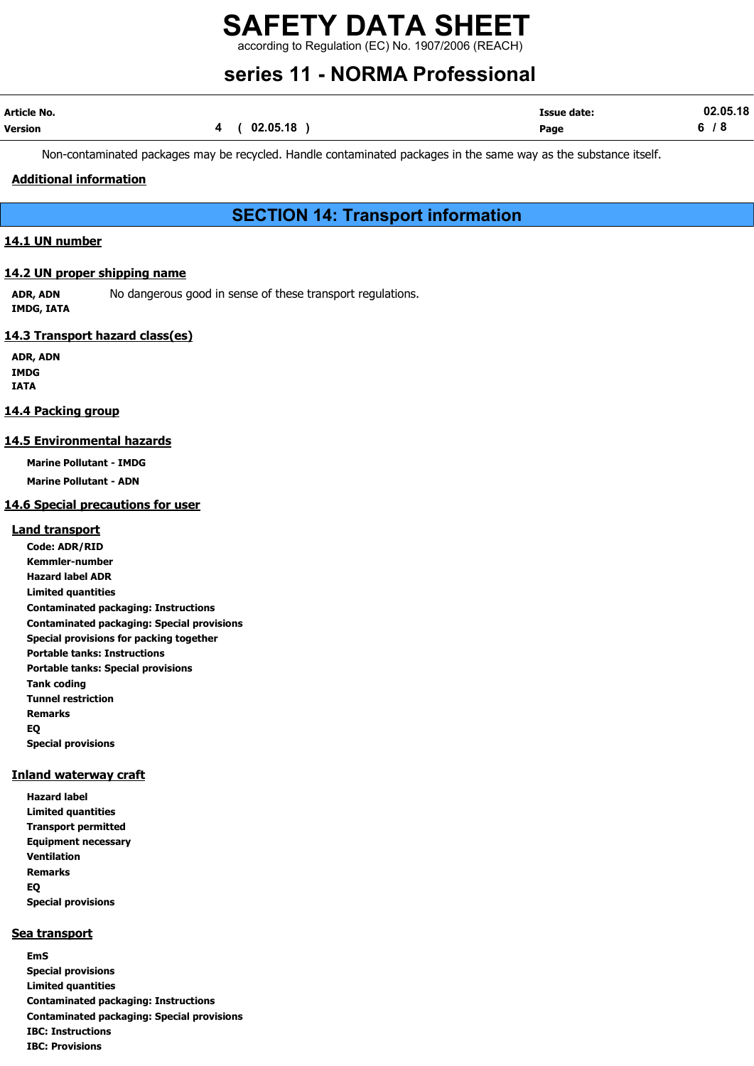Non-contaminated packages may be recycled. Handle contaminated packages in the same way as the substance itself.

**Additional information**

## SECTION 14: Transport information

### 14.1 UN number

### 14.2 UN proper shipping name

**ADR, ADN**
**IMDG, IATA**

No dangerous good in sense of these transport regulations.

### 14.3 Transport hazard class(es)

**ADR, ADN**
**IMDG**
**IATA**

### 14.4 Packing group

### 14.5 Environmental hazards

**Marine Pollutant - IMDG**

**Marine Pollutant - ADN**

### 14.6 Special precautions for user

**Land transport**

**Code: ADR/RID**
**Kemmler-number**
**Hazard label ADR**
**Limited quantities**
**Contaminated packaging: Instructions**
**Contaminated packaging: Special provisions**
**Special provisions for packing together**
**Portable tanks: Instructions**
**Portable tanks: Special provisions**
**Tank coding**
**Tunnel restriction**
**Remarks**
**EQ**
**Special provisions**

**Inland waterway craft**

**Hazard label**
**Limited quantities**
**Transport permitted**
**Equipment necessary**
**Ventilation**
**Remarks**
**EQ**
**Special provisions**

**Sea transport**

**EmS**
**Special provisions**
**Limited quantities**
**Contaminated packaging: Instructions**
**Contaminated packaging: Special provisions**
**IBC: Instructions**
**IBC: Provisions**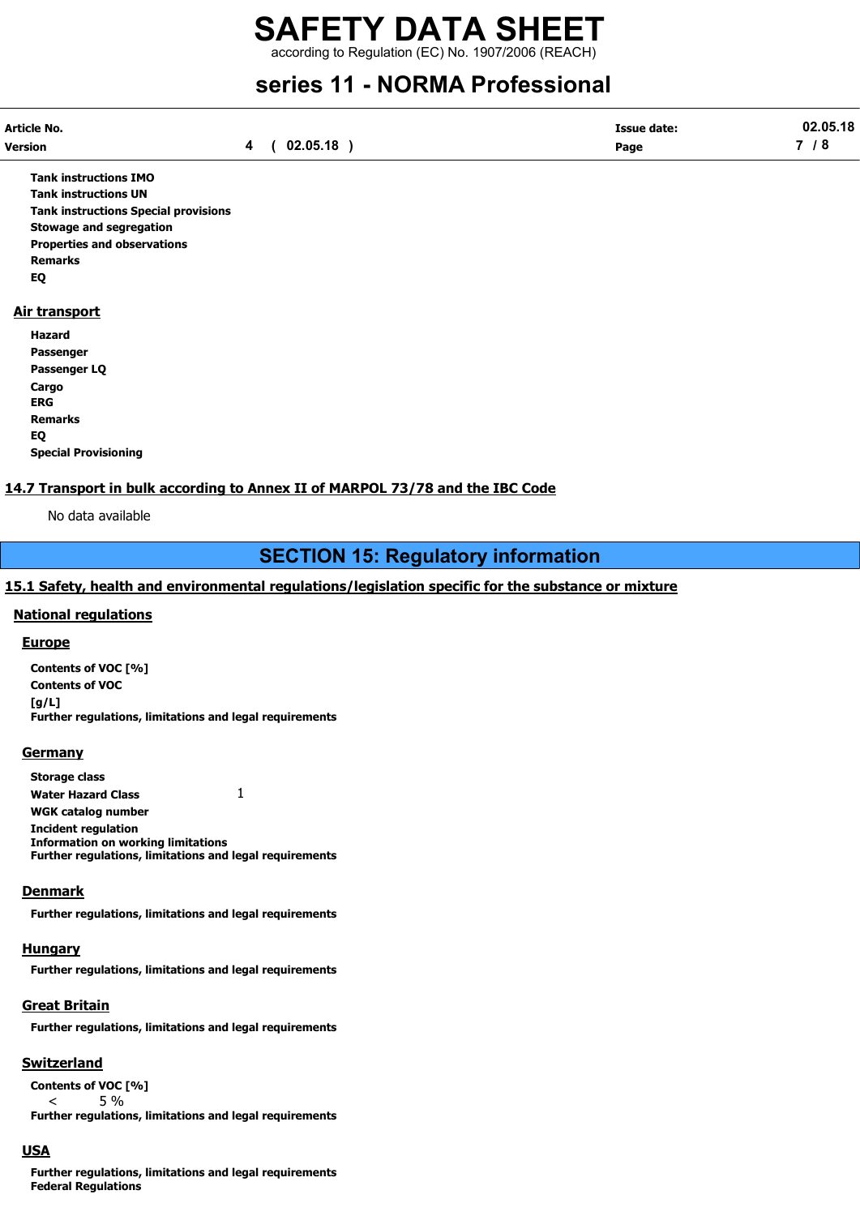**Tank instructions IMO**
**Tank instructions UN**
**Tank instructions Special provisions**
**Stowage and segregation**
**Properties and observations**
**Remarks**
**EQ**

### Air transport

**Hazard**
**Passenger**
**Passenger LQ**
**Cargo**
**ERG**
**Remarks**
**EQ**
**Special Provisioning**

### 14.7 Transport in bulk according to Annex II of MARPOL 73/78 and the IBC Code

No data available

## SECTION 15: Regulatory information

### 15.1 Safety, health and environmental regulations/legislation specific for the substance or mixture

#### National regulations

##### Europe

**Contents of VOC [%]**
**Contents of VOC [g/L]**
**Further regulations, limitations and legal requirements**

##### Germany

**Storage class**
**Water Hazard Class** 1
**WGK catalog number**
**Incident regulation**
**Information on working limitations**
**Further regulations, limitations and legal requirements**

##### Denmark

**Further regulations, limitations and legal requirements**

##### Hungary

**Further regulations, limitations and legal requirements**

##### Great Britain

**Further regulations, limitations and legal requirements**

##### Switzerland

**Contents of VOC [%]**
< 5 %
**Further regulations, limitations and legal requirements**

##### USA

**Further regulations, limitations and legal requirements**
**Federal Regulations**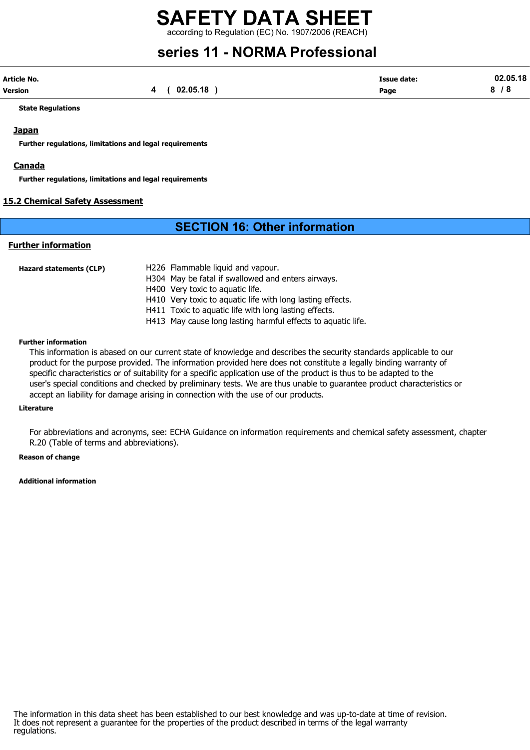**State Regulations**

## Japan

**Further regulations, limitations and legal requirements**

## Canada

**Further regulations, limitations and legal requirements**

## 15.2 Chemical Safety Assessment

# SECTION 16: Other information

## Further information

**Hazard statements (CLP)**

H226 Flammable liquid and vapour.
H304 May be fatal if swallowed and enters airways.
H400 Very toxic to aquatic life.
H410 Very toxic to aquatic life with long lasting effects.
H411 Toxic to aquatic life with long lasting effects.
H413 May cause long lasting harmful effects to aquatic life.

**Further information**

This information is abased on our current state of knowledge and describes the security standards applicable to our product for the purpose provided. The information provided here does not constitute a legally binding warranty of specific characteristics or of suitability for a specific application use of the product is thus to be adapted to the user's special conditions and checked by preliminary tests. We are thus unable to guarantee product characteristics or accept an liability for damage arising in connection with the use of our products.

**Literature**

For abbreviations and acronyms, see: ECHA Guidance on information requirements and chemical safety assessment, chapter R.20 (Table of terms and abbreviations).

**Reason of change**

**Additional information**

The information in this data sheet has been established to our best knowledge and was up-to-date at time of revision. It does not represent a guarantee for the properties of the product described in terms of the legal warranty regulations.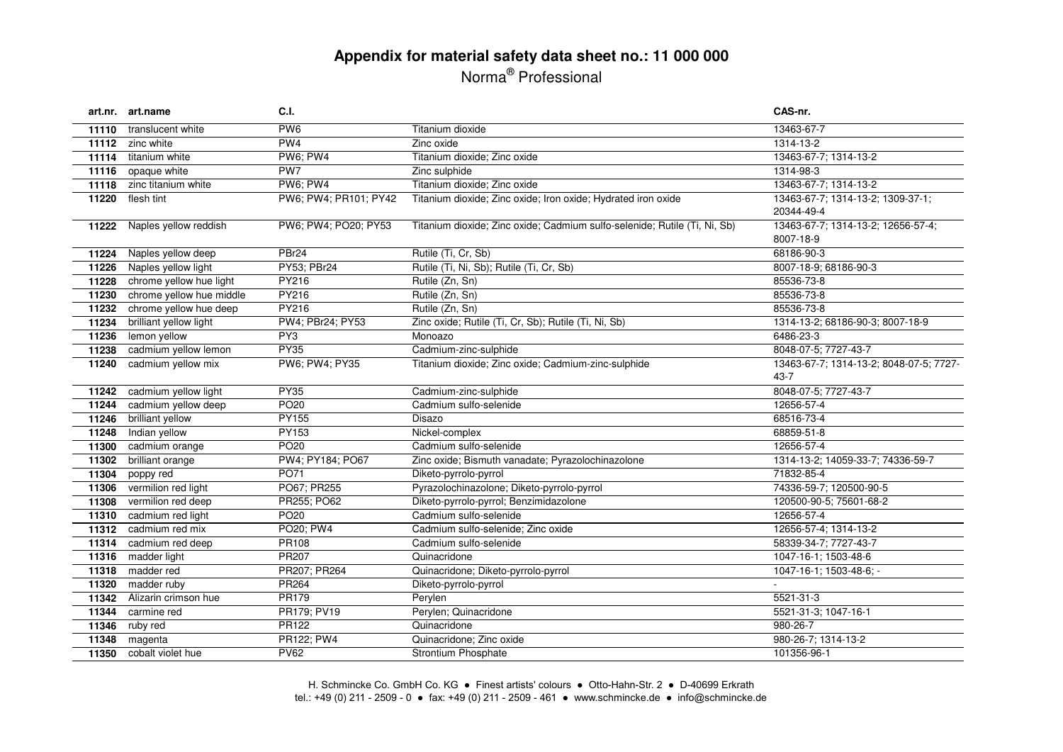# Appendix for material safety data sheet no.: 11 000 000

Norma® Professional

| art.nr. | art.name | C.I. | | CAS-nr. |
|---|---|---|---|---|
| **11110** | translucent white | PW6 | Titanium dioxide | 13463-67-7 |
| **11112** | zinc white | PW4 | Zinc oxide | 1314-13-2 |
| **11114** | titanium white | PW6; PW4 | Titanium dioxide; Zinc oxide | 13463-67-7; 1314-13-2 |
| **11116** | opaque white | PW7 | Zinc sulphide | 1314-98-3 |
| **11118** | zinc titanium white | PW6; PW4 | Titanium dioxide; Zinc oxide | 13463-67-7; 1314-13-2 |
| **11220** | flesh tint | PW6; PW4; PR101; PY42 | Titanium dioxide; Zinc oxide; Iron oxide; Hydrated iron oxide | 13463-67-7; 1314-13-2; 1309-37-1; 20344-49-4 |
| **11222** | Naples yellow reddish | PW6; PW4; PO20; PY53 | Titanium dioxide; Zinc oxide; Cadmium sulfo-selenide; Rutile (Ti, Ni, Sb) | 13463-67-7; 1314-13-2; 12656-57-4; 8007-18-9 |
| **11224** | Naples yellow deep | PBr24 | Rutile (Ti, Cr, Sb) | 68186-90-3 |
| **11226** | Naples yellow light | PY53; PBr24 | Rutile (Ti, Ni, Sb); Rutile (Ti, Cr, Sb) | 8007-18-9; 68186-90-3 |
| **11228** | chrome yellow hue light | PY216 | Rutile (Zn, Sn) | 85536-73-8 |
| **11230** | chrome yellow hue middle | PY216 | Rutile (Zn, Sn) | 85536-73-8 |
| **11232** | chrome yellow hue deep | PY216 | Rutile (Zn, Sn) | 85536-73-8 |
| **11234** | brilliant yellow light | PW4; PBr24; PY53 | Zinc oxide; Rutile (Ti, Cr, Sb); Rutile (Ti, Ni, Sb) | 1314-13-2; 68186-90-3; 8007-18-9 |
| **11236** | lemon yellow | PY3 | Monoazo | 6486-23-3 |
| **11238** | cadmium yellow lemon | PY35 | Cadmium-zinc-sulphide | 8048-07-5; 7727-43-7 |
| **11240** | cadmium yellow mix | PW6; PW4; PY35 | Titanium dioxide; Zinc oxide; Cadmium-zinc-sulphide | 13463-67-7; 1314-13-2; 8048-07-5; 7727-43-7 |
| **11242** | cadmium yellow light | PY35 | Cadmium-zinc-sulphide | 8048-07-5; 7727-43-7 |
| **11244** | cadmium yellow deep | PO20 | Cadmium sulfo-selenide | 12656-57-4 |
| **11246** | brilliant yellow | PY155 | Disazo | 68516-73-4 |
| **11248** | Indian yellow | PY153 | Nickel-complex | 68859-51-8 |
| **11300** | cadmium orange | PO20 | Cadmium sulfo-selenide | 12656-57-4 |
| **11302** | brilliant orange | PW4; PY184; PO67 | Zinc oxide; Bismuth vanadate; Pyrazolochinazolone | 1314-13-2; 14059-33-7; 74336-59-7 |
| **11304** | poppy red | PO71 | Diketo-pyrrolo-pyrrol | 71832-85-4 |
| **11306** | vermilion red light | PO67; PR255 | Pyrazolochinazolone; Diketo-pyrrolo-pyrrol | 74336-59-7; 120500-90-5 |
| **11308** | vermilion red deep | PR255; PO62 | Diketo-pyrrolo-pyrrol; Benzimidazolone | 120500-90-5; 75601-68-2 |
| **11310** | cadmium red light | PO20 | Cadmium sulfo-selenide | 12656-57-4 |
| **11312** | cadmium red mix | PO20; PW4 | Cadmium sulfo-selenide; Zinc oxide | 12656-57-4; 1314-13-2 |
| **11314** | cadmium red deep | PR108 | Cadmium sulfo-selenide | 58339-34-7; 7727-43-7 |
| **11316** | madder light | PR207 | Quinacridone | 1047-16-1; 1503-48-6 |
| **11318** | madder red | PR207; PR264 | Quinacridone; Diketo-pyrrolo-pyrrol | 1047-16-1; 1503-48-6; - |
| **11320** | madder ruby | PR264 | Diketo-pyrrolo-pyrrol | - |
| **11342** | Alizarin crimson hue | PR179 | Perylen | 5521-31-3 |
| **11344** | carmine red | PR179; PV19 | Perylen; Quinacridone | 5521-31-3; 1047-16-1 |
| **11346** | ruby red | PR122 | Quinacridone | 980-26-7 |
| **11348** | magenta | PR122; PW4 | Quinacridone; Zinc oxide | 980-26-7; 1314-13-2 |
| **11350** | cobalt violet hue | PV62 | Strontium Phosphate | 101356-96-1 |

H. Schmincke Co. GmbH Co. KG ● Finest artists' colours ● Otto-Hahn-Str. 2 ● D-40699 Erkrath
tel.: +49 (0) 211 - 2509 - 0 ● fax: +49 (0) 211 - 2509 - 461 ● www.schmincke.de ● info@schmincke.de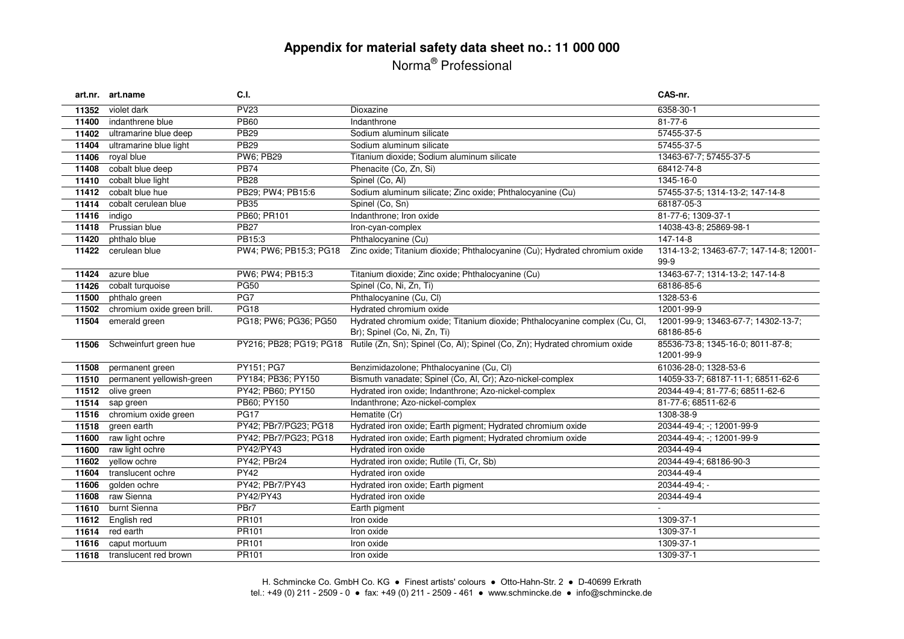# Appendix for material safety data sheet no.: 11 000 000

Norma® Professional

| art.nr. | art.name | C.I. | | CAS-nr. |
|---|---|---|---|---|
| 11352 | violet dark | PV23 | Dioxazine | 6358-30-1 |
| 11400 | indanthrene blue | PB60 | Indanthrone | 81-77-6 |
| 11402 | ultramarine blue deep | PB29 | Sodium aluminum silicate | 57455-37-5 |
| 11404 | ultramarine blue light | PB29 | Sodium aluminum silicate | 57455-37-5 |
| 11406 | royal blue | PW6; PB29 | Titanium dioxide; Sodium aluminum silicate | 13463-67-7; 57455-37-5 |
| 11408 | cobalt blue deep | PB74 | Phenacite (Co, Zn, Si) | 68412-74-8 |
| 11410 | cobalt blue light | PB28 | Spinel (Co, Al) | 1345-16-0 |
| 11412 | cobalt blue hue | PB29; PW4; PB15:6 | Sodium aluminum silicate; Zinc oxide; Phthalocyanine (Cu) | 57455-37-5; 1314-13-2; 147-14-8 |
| 11414 | cobalt cerulean blue | PB35 | Spinel (Co, Sn) | 68187-05-3 |
| 11416 | indigo | PB60; PR101 | Indanthrone; Iron oxide | 81-77-6; 1309-37-1 |
| 11418 | Prussian blue | PB27 | Iron-cyan-complex | 14038-43-8; 25869-98-1 |
| 11420 | phthalo blue | PB15:3 | Phthalocyanine (Cu) | 147-14-8 |
| 11422 | cerulean blue | PW4; PW6; PB15:3; PG18 | Zinc oxide; Titanium dioxide; Phthalocyanine (Cu); Hydrated chromium oxide | 1314-13-2; 13463-67-7; 147-14-8; 12001-99-9 |
| 11424 | azure blue | PW6; PW4; PB15:3 | Titanium dioxide; Zinc oxide; Phthalocyanine (Cu) | 13463-67-7; 1314-13-2; 147-14-8 |
| 11426 | cobalt turquoise | PG50 | Spinel (Co, Ni, Zn, Ti) | 68186-85-6 |
| 11500 | phthalo green | PG7 | Phthalocyanine (Cu, Cl) | 1328-53-6 |
| 11502 | chromium oxide green brill. | PG18 | Hydrated chromium oxide | 12001-99-9 |
| 11504 | emerald green | PG18; PW6; PG36; PG50 | Hydrated chromium oxide; Titanium dioxide; Phthalocyanine complex (Cu, Cl, Br); Spinel (Co, Ni, Zn, Ti) | 12001-99-9; 13463-67-7; 14302-13-7; 68186-85-6 |
| 11506 | Schweinfurt green hue | PY216; PB28; PG19; PG18 | Rutile (Zn, Sn); Spinel (Co, Al); Spinel (Co, Zn); Hydrated chromium oxide | 85536-73-8; 1345-16-0; 8011-87-8; 12001-99-9 |
| 11508 | permanent green | PY151; PG7 | Benzimidazolone; Phthalocyanine (Cu, Cl) | 61036-28-0; 1328-53-6 |
| 11510 | permanent yellowish-green | PY184; PB36; PY150 | Bismuth vanadate; Spinel (Co, Al, Cr); Azo-nickel-complex | 14059-33-7; 68187-11-1; 68511-62-6 |
| 11512 | olive green | PY42; PB60; PY150 | Hydrated iron oxide; Indanthrone; Azo-nickel-complex | 20344-49-4; 81-77-6; 68511-62-6 |
| 11514 | sap green | PB60; PY150 | Indanthrone; Azo-nickel-complex | 81-77-6; 68511-62-6 |
| 11516 | chromium oxide green | PG17 | Hematite (Cr) | 1308-38-9 |
| 11518 | green earth | PY42; PBr7/PG23; PG18 | Hydrated iron oxide; Earth pigment; Hydrated chromium oxide | 20344-49-4; -; 12001-99-9 |
| 11600 | raw light ochre | PY42; PBr7/PG23; PG18 | Hydrated iron oxide; Earth pigment; Hydrated chromium oxide | 20344-49-4; -; 12001-99-9 |
| 11600 | raw light ochre | PY42/PY43 | Hydrated iron oxide | 20344-49-4 |
| 11602 | yellow ochre | PY42; PBr24 | Hydrated iron oxide; Rutile (Ti, Cr, Sb) | 20344-49-4; 68186-90-3 |
| 11604 | translucent ochre | PY42 | Hydrated iron oxide | 20344-49-4 |
| 11606 | golden ochre | PY42; PBr7/PY43 | Hydrated iron oxide; Earth pigment | 20344-49-4; - |
| 11608 | raw Sienna | PY42/PY43 | Hydrated iron oxide | 20344-49-4 |
| 11610 | burnt Sienna | PBr7 | Earth pigment | - |
| 11612 | English red | PR101 | Iron oxide | 1309-37-1 |
| 11614 | red earth | PR101 | Iron oxide | 1309-37-1 |
| 11616 | caput mortuum | PR101 | Iron oxide | 1309-37-1 |
| 11618 | translucent red brown | PR101 | Iron oxide | 1309-37-1 |

H. Schmincke Co. GmbH Co. KG ● Finest artists' colours ● Otto-Hahn-Str. 2 ● D-40699 Erkrath
tel.: +49 (0) 211 - 2509 - 0 ● fax: +49 (0) 211 - 2509 - 461 ● www.schmincke.de ● info@schmincke.de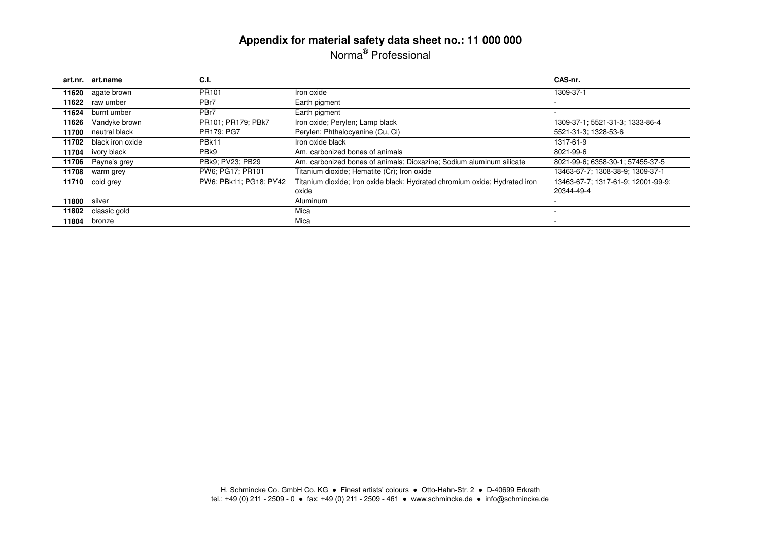# Appendix for material safety data sheet no.: 11 000 000

Norma® Professional

| art.nr. | art.name | C.I. | | CAS-nr. |
|---|---|---|---|---|
| **11620** | agate brown | PR101 | Iron oxide | 1309-37-1 |
| **11622** | raw umber | PBr7 | Earth pigment | - |
| **11624** | burnt umber | PBr7 | Earth pigment | - |
| **11626** | Vandyke brown | PR101; PR179; PBk7 | Iron oxide; Perylen; Lamp black | 1309-37-1; 5521-31-3; 1333-86-4 |
| **11700** | neutral black | PR179; PG7 | Perylen; Phthalocyanine (Cu, Cl) | 5521-31-3; 1328-53-6 |
| **11702** | black iron oxide | PBk11 | Iron oxide black | 1317-61-9 |
| **11704** | ivory black | PBk9 | Am. carbonized bones of animals | 8021-99-6 |
| **11706** | Payne's grey | PBk9; PV23; PB29 | Am. carbonized bones of animals; Dioxazine; Sodium aluminum silicate | 8021-99-6; 6358-30-1; 57455-37-5 |
| **11708** | warm grey | PW6; PG17; PR101 | Titanium dioxide; Hematite (Cr); Iron oxide | 13463-67-7; 1308-38-9; 1309-37-1 |
| **11710** | cold grey | PW6; PBk11; PG18; PY42 | Titanium dioxide; Iron oxide black; Hydrated chromium oxide; Hydrated iron oxide | 13463-67-7; 1317-61-9; 12001-99-9; 20344-49-4 |
| **11800** | silver | | Aluminum | - |
| **11802** | classic gold | | Mica | - |
| **11804** | bronze | | Mica | - |

H. Schmincke Co. GmbH Co. KG ● Finest artists' colours ● Otto-Hahn-Str. 2 ● D-40699 Erkrath
tel.: +49 (0) 211 - 2509 - 0 ● fax: +49 (0) 211 - 2509 - 461 ● www.schmincke.de ● info@schmincke.de